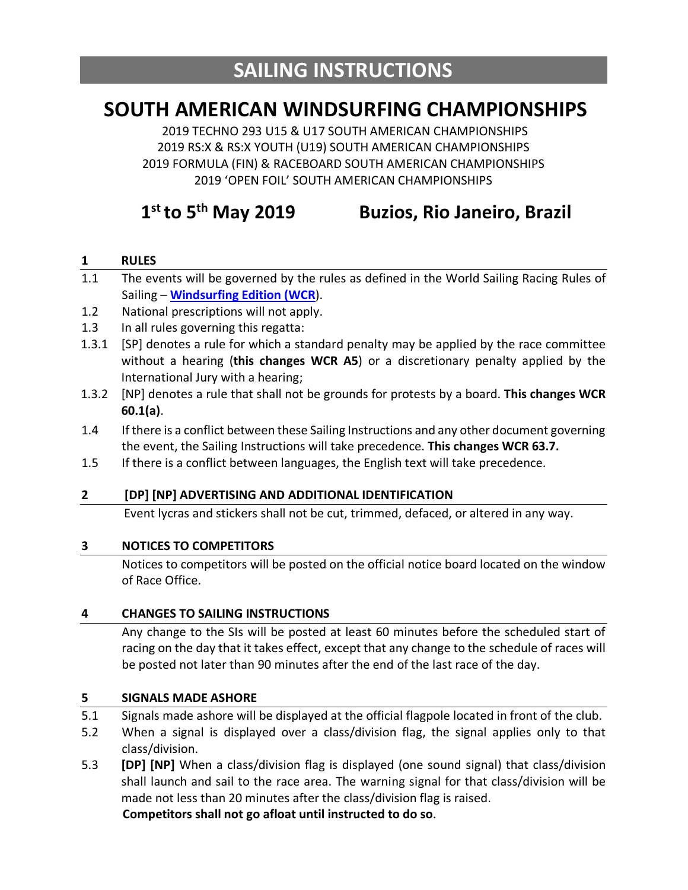# SAILING INSTRUCTIONS

# SOUTH AMERICAN WINDSURFING CHAMPIONSHIPS

2019 TECHNO 293 U15 & U17 SOUTH AMERICAN CHAMPIONSHIPS
2019 RS:X & RS:X YOUTH (U19) SOUTH AMERICAN CHAMPIONSHIPS
2019 FORMULA (FIN) & RACEBOARD SOUTH AMERICAN CHAMPIONSHIPS
2019 'OPEN FOIL' SOUTH AMERICAN CHAMPIONSHIPS

## 1st to 5th May 2019 Buzios, Rio Janeiro, Brazil

### 1 RULES

1.1 The events will be governed by the rules as defined in the World Sailing Racing Rules of Sailing – **Windsurfing Edition (WCR)**.

1.2 National prescriptions will not apply.

1.3 In all rules governing this regatta:

1.3.1 [SP] denotes a rule for which a standard penalty may be applied by the race committee without a hearing (**this changes WCR A5**) or a discretionary penalty applied by the International Jury with a hearing;

1.3.2 [NP] denotes a rule that shall not be grounds for protests by a board. **This changes WCR 60.1(a)**.

1.4 If there is a conflict between these Sailing Instructions and any other document governing the event, the Sailing Instructions will take precedence. **This changes WCR 63.7.**

1.5 If there is a conflict between languages, the English text will take precedence.

### 2 [DP] [NP] ADVERTISING AND ADDITIONAL IDENTIFICATION

Event lycras and stickers shall not be cut, trimmed, defaced, or altered in any way.

### 3 NOTICES TO COMPETITORS

Notices to competitors will be posted on the official notice board located on the window of Race Office.

### 4 CHANGES TO SAILING INSTRUCTIONS

Any change to the SIs will be posted at least 60 minutes before the scheduled start of racing on the day that it takes effect, except that any change to the schedule of races will be posted not later than 90 minutes after the end of the last race of the day.

### 5 SIGNALS MADE ASHORE

5.1 Signals made ashore will be displayed at the official flagpole located in front of the club.

5.2 When a signal is displayed over a class/division flag, the signal applies only to that class/division.

5.3 **[DP] [NP]** When a class/division flag is displayed (one sound signal) that class/division shall launch and sail to the race area. The warning signal for that class/division will be made not less than 20 minutes after the class/division flag is raised.
**Competitors shall not go afloat until instructed to do so**.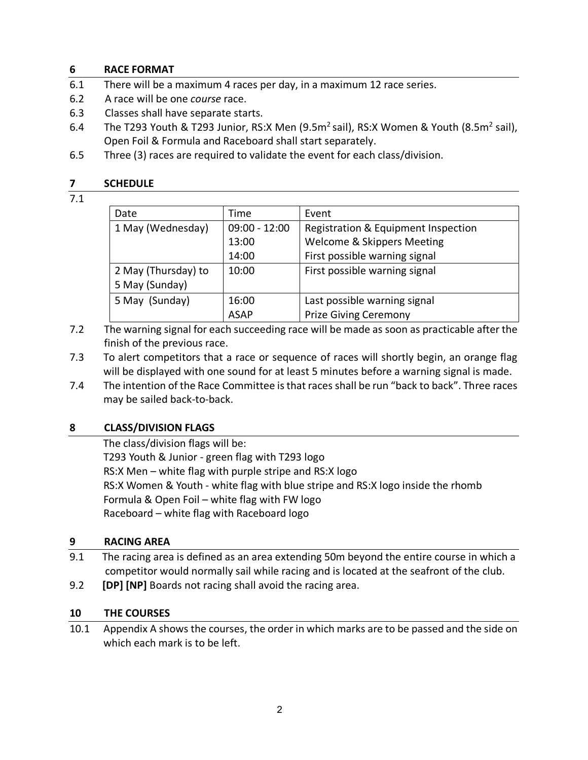## 6 RACE FORMAT

6.1 There will be a maximum 4 races per day, in a maximum 12 race series.

6.2 A race will be one *course* race.

6.3 Classes shall have separate starts.

6.4 The T293 Youth & T293 Junior, RS:X Men (9.5m$^2$ sail), RS:X Women & Youth (8.5m$^2$ sail), Open Foil & Formula and Raceboard shall start separately.

6.5 Three (3) races are required to validate the event for each class/division.

## 7 SCHEDULE

7.1

| Date | Time | Event |
|---|---|---|
| 1 May (Wednesday) | 09:00 - 12:00<br>13:00<br>14:00 | Registration & Equipment Inspection<br>Welcome & Skippers Meeting<br>First possible warning signal |
| 2 May (Thursday) to 5 May (Sunday) | 10:00 | First possible warning signal |
| 5 May (Sunday) | 16:00<br>ASAP | Last possible warning signal<br>Prize Giving Ceremony |

7.2 The warning signal for each succeeding race will be made as soon as practicable after the finish of the previous race.

7.3 To alert competitors that a race or sequence of races will shortly begin, an orange flag will be displayed with one sound for at least 5 minutes before a warning signal is made.

7.4 The intention of the Race Committee is that races shall be run "back to back". Three races may be sailed back-to-back.

## 8 CLASS/DIVISION FLAGS

The class/division flags will be:

T293 Youth & Junior - green flag with T293 logo

RS:X Men – white flag with purple stripe and RS:X logo

RS:X Women & Youth - white flag with blue stripe and RS:X logo inside the rhomb

Formula & Open Foil – white flag with FW logo

Raceboard – white flag with Raceboard logo

## 9 RACING AREA

9.1 The racing area is defined as an area extending 50m beyond the entire course in which a competitor would normally sail while racing and is located at the seafront of the club.

9.2 **[DP] [NP]** Boards not racing shall avoid the racing area.

## 10 THE COURSES

10.1 Appendix A shows the courses, the order in which marks are to be passed and the side on which each mark is to be left.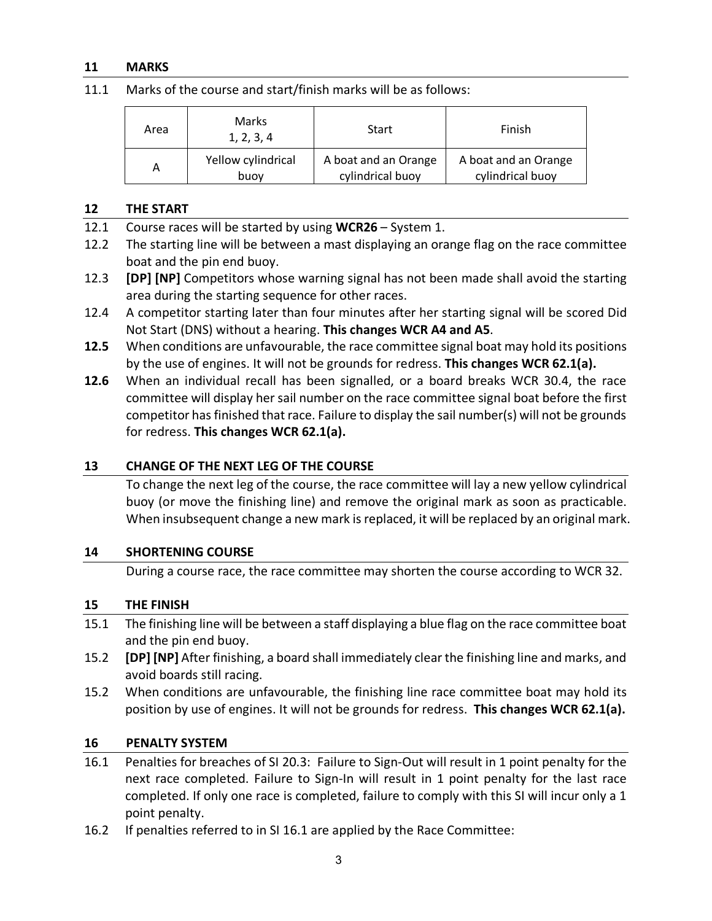## 11 MARKS

11.1 Marks of the course and start/finish marks will be as follows:

| Area | Marks 1, 2, 3, 4 | Start | Finish |
|---|---|---|---|
| A | Yellow cylindrical buoy | A boat and an Orange cylindrical buoy | A boat and an Orange cylindrical buoy |

## 12 THE START

12.1 Course races will be started by using **WCR26** – System 1.

12.2 The starting line will be between a mast displaying an orange flag on the race committee boat and the pin end buoy.

12.3 **[DP] [NP]** Competitors whose warning signal has not been made shall avoid the starting area during the starting sequence for other races.

12.4 A competitor starting later than four minutes after her starting signal will be scored Did Not Start (DNS) without a hearing. **This changes WCR A4 and A5**.

**12.5** When conditions are unfavourable, the race committee signal boat may hold its positions by the use of engines. It will not be grounds for redress. **This changes WCR 62.1(a).**

**12.6** When an individual recall has been signalled, or a board breaks WCR 30.4, the race committee will display her sail number on the race committee signal boat before the first competitor has finished that race. Failure to display the sail number(s) will not be grounds for redress. **This changes WCR 62.1(a).**

## 13 CHANGE OF THE NEXT LEG OF THE COURSE

To change the next leg of the course, the race committee will lay a new yellow cylindrical buoy (or move the finishing line) and remove the original mark as soon as practicable. When insubsequent change a new mark is replaced, it will be replaced by an original mark.

## 14 SHORTENING COURSE

During a course race, the race committee may shorten the course according to WCR 32.

## 15 THE FINISH

15.1 The finishing line will be between a staff displaying a blue flag on the race committee boat and the pin end buoy.

15.2 **[DP] [NP]** After finishing, a board shall immediately clear the finishing line and marks, and avoid boards still racing.

15.2 When conditions are unfavourable, the finishing line race committee boat may hold its position by use of engines. It will not be grounds for redress. **This changes WCR 62.1(a).**

## 16 PENALTY SYSTEM

16.1 Penalties for breaches of SI 20.3: Failure to Sign-Out will result in 1 point penalty for the next race completed. Failure to Sign-In will result in 1 point penalty for the last race completed. If only one race is completed, failure to comply with this SI will incur only a 1 point penalty.

16.2 If penalties referred to in SI 16.1 are applied by the Race Committee: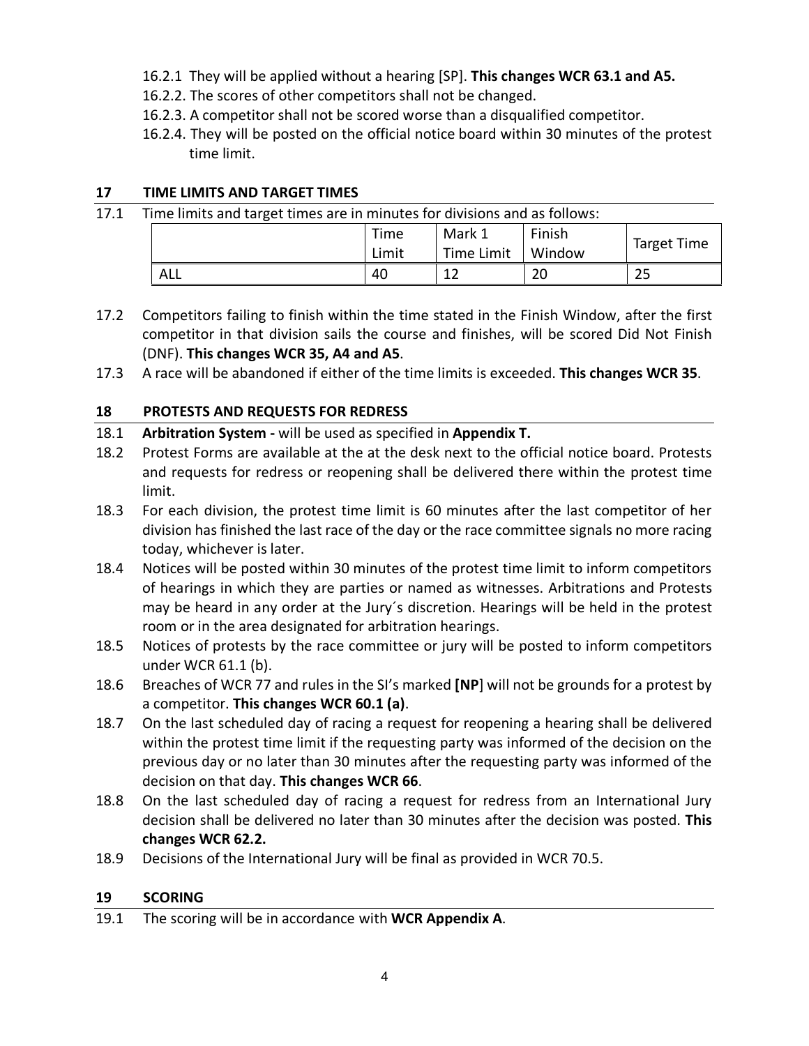16.2.1 They will be applied without a hearing [SP]. **This changes WCR 63.1 and A5.**

16.2.2. The scores of other competitors shall not be changed.

16.2.3. A competitor shall not be scored worse than a disqualified competitor.

16.2.4. They will be posted on the official notice board within 30 minutes of the protest time limit.

## 17 TIME LIMITS AND TARGET TIMES

17.1 Time limits and target times are in minutes for divisions and as follows:

| | Time Limit | Mark 1 Time Limit | Finish Window | Target Time |
|---|---|---|---|---|
| ALL | 40 | 12 | 20 | 25 |

17.2 Competitors failing to finish within the time stated in the Finish Window, after the first competitor in that division sails the course and finishes, will be scored Did Not Finish (DNF). **This changes WCR 35, A4 and A5**.

17.3 A race will be abandoned if either of the time limits is exceeded. **This changes WCR 35**.

## 18 PROTESTS AND REQUESTS FOR REDRESS

18.1 **Arbitration System -** will be used as specified in **Appendix T.**

18.2 Protest Forms are available at the at the desk next to the official notice board. Protests and requests for redress or reopening shall be delivered there within the protest time limit.

18.3 For each division, the protest time limit is 60 minutes after the last competitor of her division has finished the last race of the day or the race committee signals no more racing today, whichever is later.

18.4 Notices will be posted within 30 minutes of the protest time limit to inform competitors of hearings in which they are parties or named as witnesses. Arbitrations and Protests may be heard in any order at the Jury´s discretion. Hearings will be held in the protest room or in the area designated for arbitration hearings.

18.5 Notices of protests by the race committee or jury will be posted to inform competitors under WCR 61.1 (b).

18.6 Breaches of WCR 77 and rules in the SI's marked **[NP]** will not be grounds for a protest by a competitor. **This changes WCR 60.1 (a)**.

18.7 On the last scheduled day of racing a request for reopening a hearing shall be delivered within the protest time limit if the requesting party was informed of the decision on the previous day or no later than 30 minutes after the requesting party was informed of the decision on that day. **This changes WCR 66**.

18.8 On the last scheduled day of racing a request for redress from an International Jury decision shall be delivered no later than 30 minutes after the decision was posted. **This changes WCR 62.2.**

18.9 Decisions of the International Jury will be final as provided in WCR 70.5.

## 19 SCORING

19.1 The scoring will be in accordance with **WCR Appendix A**.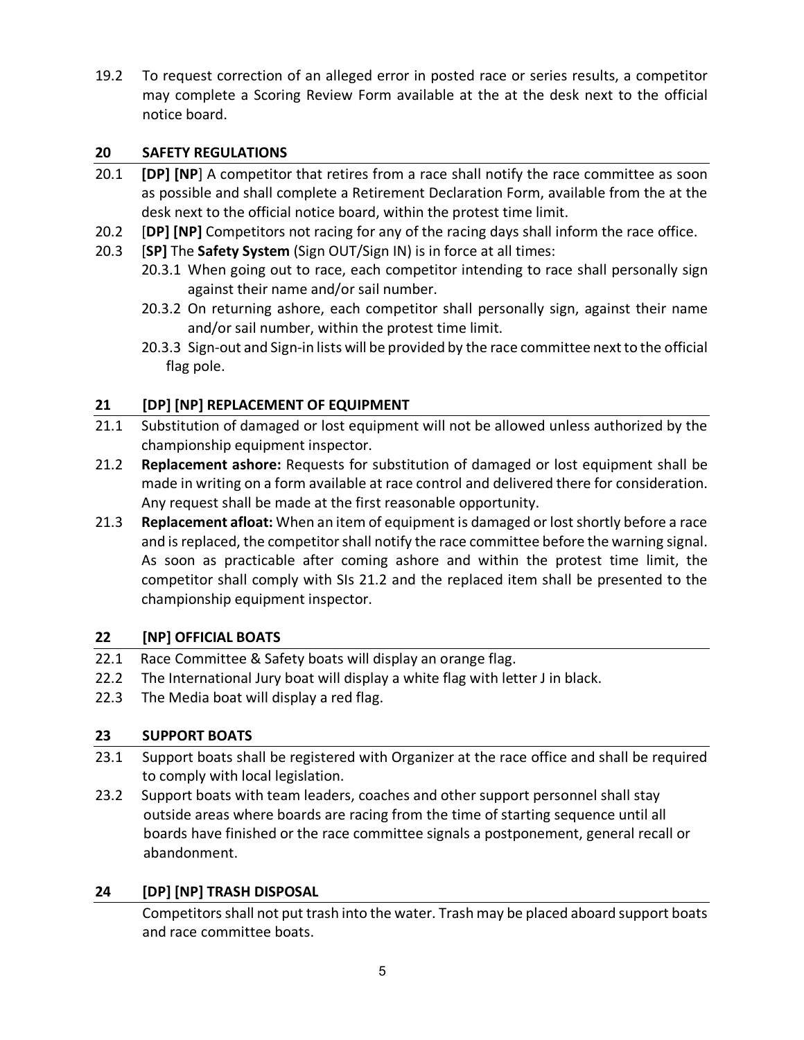19.2 To request correction of an alleged error in posted race or series results, a competitor may complete a Scoring Review Form available at the at the desk next to the official notice board.

## 20 SAFETY REGULATIONS

20.1 **[DP] [NP**] A competitor that retires from a race shall notify the race committee as soon as possible and shall complete a Retirement Declaration Form, available from the at the desk next to the official notice board, within the protest time limit.

20.2 [**DP] [NP]** Competitors not racing for any of the racing days shall inform the race office.

20.3 [**SP]** The **Safety System** (Sign OUT/Sign IN) is in force at all times:

- 20.3.1 When going out to race, each competitor intending to race shall personally sign against their name and/or sail number.
- 20.3.2 On returning ashore, each competitor shall personally sign, against their name and/or sail number, within the protest time limit.
- 20.3.3 Sign-out and Sign-in lists will be provided by the race committee next to the official flag pole.

## 21 [DP] [NP] REPLACEMENT OF EQUIPMENT

21.1 Substitution of damaged or lost equipment will not be allowed unless authorized by the championship equipment inspector.

21.2 **Replacement ashore:** Requests for substitution of damaged or lost equipment shall be made in writing on a form available at race control and delivered there for consideration. Any request shall be made at the first reasonable opportunity.

21.3 **Replacement afloat:** When an item of equipment is damaged or lost shortly before a race and is replaced, the competitor shall notify the race committee before the warning signal. As soon as practicable after coming ashore and within the protest time limit, the competitor shall comply with SIs 21.2 and the replaced item shall be presented to the championship equipment inspector.

## 22 [NP] OFFICIAL BOATS

22.1 Race Committee & Safety boats will display an orange flag.

22.2 The International Jury boat will display a white flag with letter J in black.

22.3 The Media boat will display a red flag.

## 23 SUPPORT BOATS

23.1 Support boats shall be registered with Organizer at the race office and shall be required to comply with local legislation.

23.2 Support boats with team leaders, coaches and other support personnel shall stay outside areas where boards are racing from the time of starting sequence until all boards have finished or the race committee signals a postponement, general recall or abandonment.

## 24 [DP] [NP] TRASH DISPOSAL

Competitors shall not put trash into the water. Trash may be placed aboard support boats and race committee boats.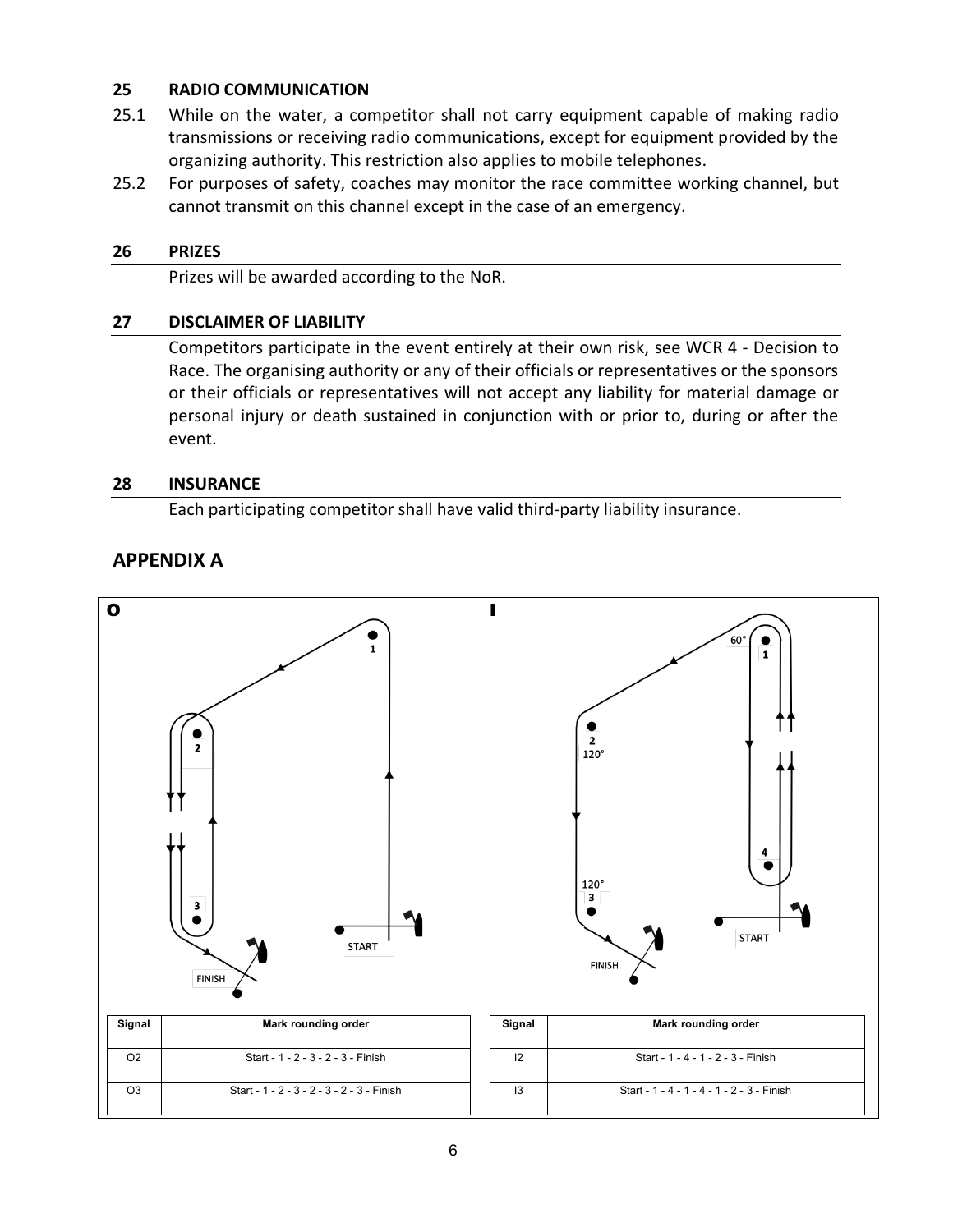## 25 RADIO COMMUNICATION

25.1 While on the water, a competitor shall not carry equipment capable of making radio transmissions or receiving radio communications, except for equipment provided by the organizing authority. This restriction also applies to mobile telephones.

25.2 For purposes of safety, coaches may monitor the race committee working channel, but cannot transmit on this channel except in the case of an emergency.

## 26 PRIZES

Prizes will be awarded according to the NoR.

## 27 DISCLAIMER OF LIABILITY

Competitors participate in the event entirely at their own risk, see WCR 4 - Decision to Race. The organising authority or any of their officials or representatives or the sponsors or their officials or representatives will not accept any liability for material damage or personal injury or death sustained in conjunction with or prior to, during or after the event.

## 28 INSURANCE

Each participating competitor shall have valid third-party liability insurance.

# APPENDIX A

**O**

1
2
3
START
FINISH

| Signal | Mark rounding order |
|---|---|
| O2 | Start - 1 - 2 - 3 - 2 - 3 - Finish |
| O3 | Start - 1 - 2 - 3 - 2 - 3 - 2 - 3 - Finish |

**I**

60°
1
2
120°
4
120°
3
START
FINISH

| Signal | Mark rounding order |
|---|---|
| I2 | Start - 1 - 4 - 1 - 2 - 3 - Finish |
| I3 | Start - 1 - 4 - 1 - 4 - 1 - 2 - 3 - Finish |